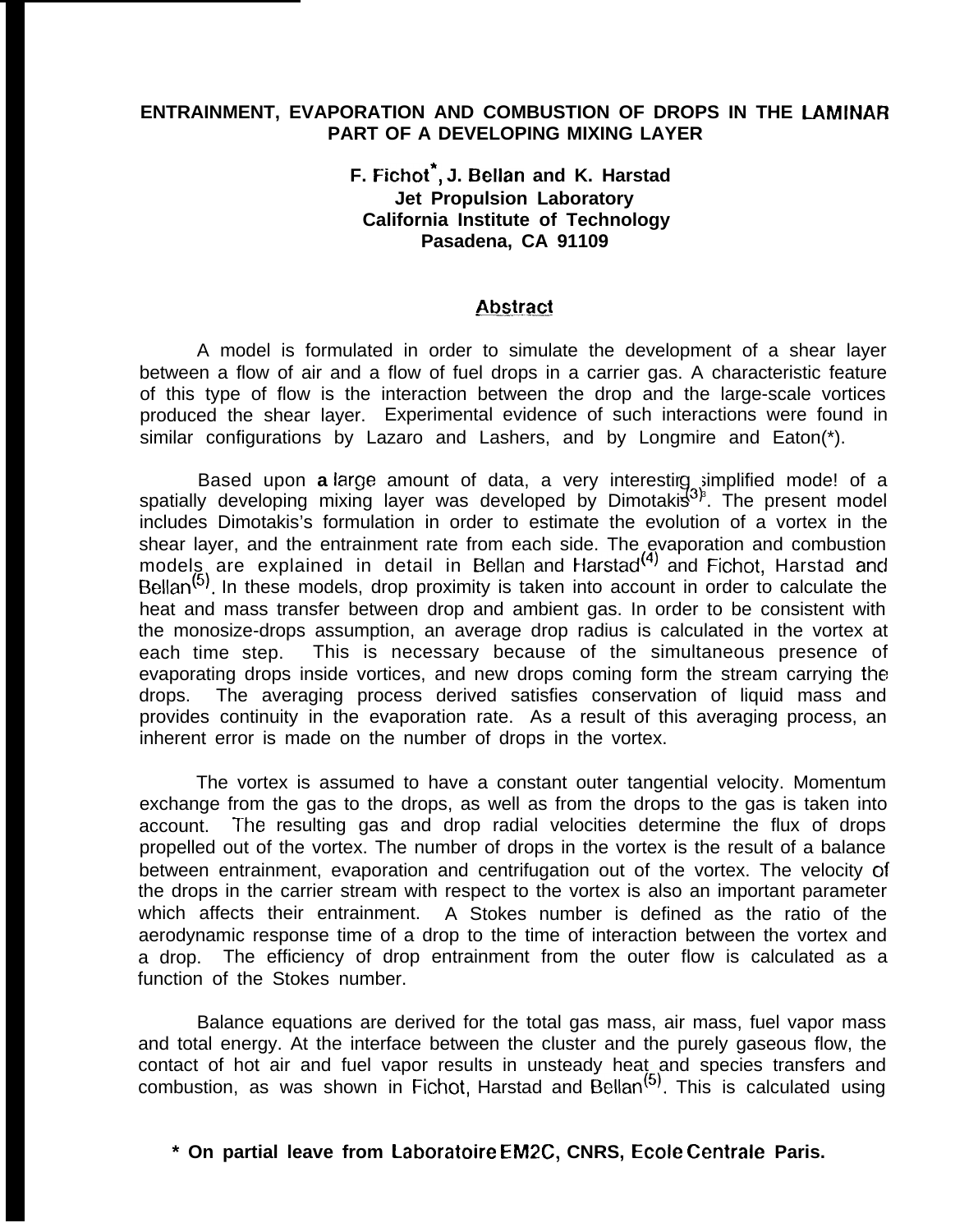# ENTRAINMENT, EVAPORATION AND COMBUSTION OF DROPS IN THE LAMINAR PART OF A DEVELOPING MIXING LAYER

**F. Fichot*, J. Bellan and K. Harstad**
**Jet Propulsion Laboratory**
**California Institute of Technology**
**Pasadena, CA 91109**

## Abstract

A model is formulated in order to simulate the development of a shear layer between a flow of air and a flow of fuel drops in a carrier gas. A characteristic feature of this type of flow is the interaction between the drop and the large-scale vortices produced the shear layer. Experimental evidence of such interactions were found in similar configurations by Lazaro and Lashers, and by Longmire and Eaton(*).

Based upon a large amount of data, a very interesting simplified mode! of a spatially developing mixing layer was developed by Dimotakis[3]. The present model includes Dimotakis's formulation in order to estimate the evolution of a vortex in the shear layer, and the entrainment rate from each side. The evaporation and combustion models are explained in detail in Bellan and Harstad[4] and Fichot, Harstad and Bellan[5]. In these models, drop proximity is taken into account in order to calculate the heat and mass transfer between drop and ambient gas. In order to be consistent with the monosize-drops assumption, an average drop radius is calculated in the vortex at each time step. This is necessary because of the simultaneous presence of evaporating drops inside vortices, and new drops coming form the stream carrying the drops. The averaging process derived satisfies conservation of liquid mass and provides continuity in the evaporation rate. As a result of this averaging process, an inherent error is made on the number of drops in the vortex.

The vortex is assumed to have a constant outer tangential velocity. Momentum exchange from the gas to the drops, as well as from the drops to the gas is taken into account. The resulting gas and drop radial velocities determine the flux of drops propelled out of the vortex. The number of drops in the vortex is the result of a balance between entrainment, evaporation and centrifugation out of the vortex. The velocity of the drops in the carrier stream with respect to the vortex is also an important parameter which affects their entrainment. A Stokes number is defined as the ratio of the aerodynamic response time of a drop to the time of interaction between the vortex and a drop. The efficiency of drop entrainment from the outer flow is calculated as a function of the Stokes number.

Balance equations are derived for the total gas mass, air mass, fuel vapor mass and total energy. At the interface between the cluster and the purely gaseous flow, the contact of hot air and fuel vapor results in unsteady heat and species transfers and combustion, as was shown in Fichot, Harstad and Bellan[5]. This is calculated using

**\* On partial leave from Laboratoire EM2C, CNRS, Ecole Centrale Paris.**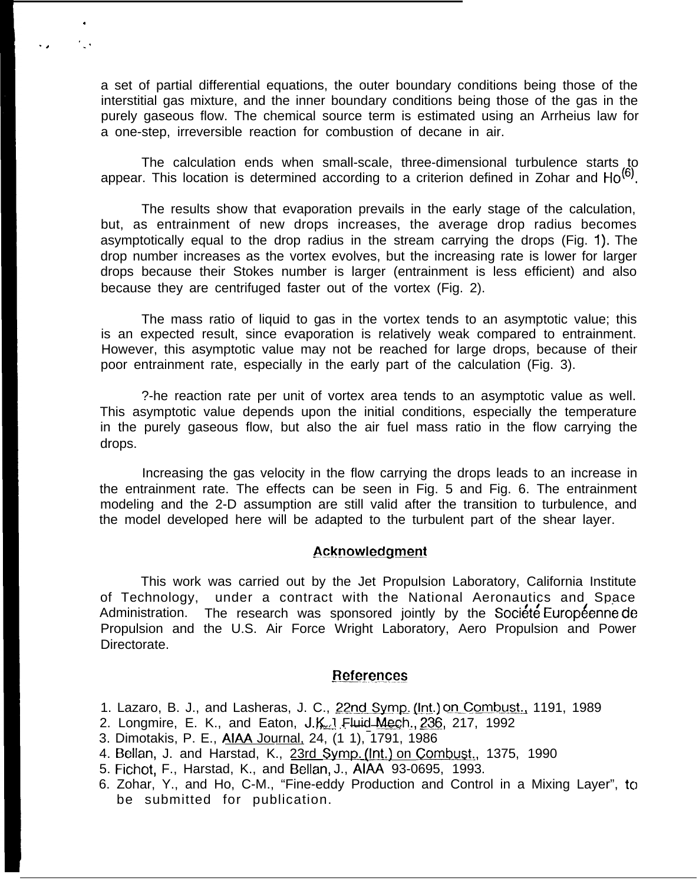a set of partial differential equations, the outer boundary conditions being those of the interstitial gas mixture, and the inner boundary conditions being those of the gas in the purely gaseous flow. The chemical source term is estimated using an Arrheius law for a one-step, irreversible reaction for combustion of decane in air.

The calculation ends when small-scale, three-dimensional turbulence starts to appear. This location is determined according to a criterion defined in Zohar and Ho[6].

The results show that evaporation prevails in the early stage of the calculation, but, as entrainment of new drops increases, the average drop radius becomes asymptotically equal to the drop radius in the stream carrying the drops (Fig. 1). The drop number increases as the vortex evolves, but the increasing rate is lower for larger drops because their Stokes number is larger (entrainment is less efficient) and also because they are centrifuged faster out of the vortex (Fig. 2).

The mass ratio of liquid to gas in the vortex tends to an asymptotic value; this is an expected result, since evaporation is relatively weak compared to entrainment. However, this asymptotic value may not be reached for large drops, because of their poor entrainment rate, especially in the early part of the calculation (Fig. 3).

?-he reaction rate per unit of vortex area tends to an asymptotic value as well. This asymptotic value depends upon the initial conditions, especially the temperature in the purely gaseous flow, but also the air fuel mass ratio in the flow carrying the drops.

Increasing the gas velocity in the flow carrying the drops leads to an increase in the entrainment rate. The effects can be seen in Fig. 5 and Fig. 6. The entrainment modeling and the 2-D assumption are still valid after the transition to turbulence, and the model developed here will be adapted to the turbulent part of the shear layer.

## Acknowledgment

This work was carried out by the Jet Propulsion Laboratory, California Institute of Technology, under a contract with the National Aeronautics and Space Administration. The research was sponsored jointly by the Société Européenne de Propulsion and the U.S. Air Force Wright Laboratory, Aero Propulsion and Power Directorate.

## References

1. Lazaro, B. J., and Lasheras, J. C., 22nd Symp. (Int.) on Combust., 1191, 1989
2. Longmire, E. K., and Eaton, J.K., J. Fluid Mech., 236, 217, 1992
3. Dimotakis, P. E., AIAA Journal, 24, (1 1), 1791, 1986
4. Bellan, J. and Harstad, K., 23rd Symp. (Int.) on Combust., 1375, 1990
5. Fichot, F., Harstad, K., and Bellan, J., AIAA 93-0695, 1993.
6. Zohar, Y., and Ho, C-M., "Fine-eddy Production and Control in a Mixing Layer", to be submitted for publication.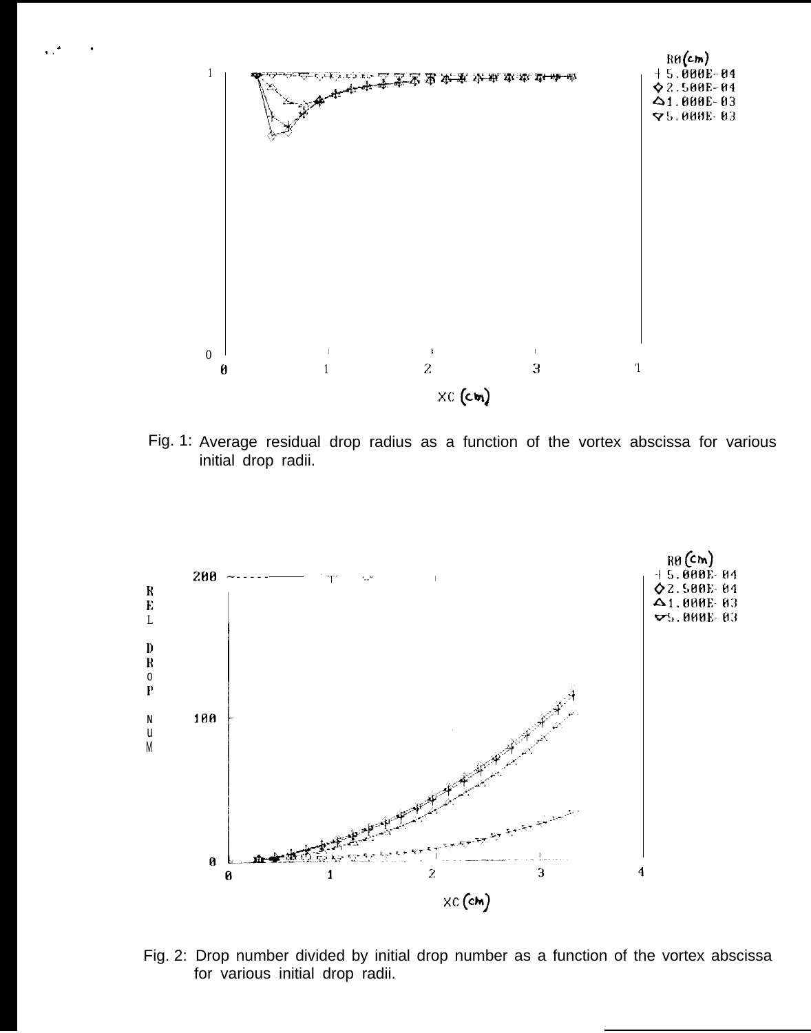Fig. 1: Average residual drop radius as a function of the vortex abscissa for various initial drop radii.

Fig. 2: Drop number divided by initial drop number as a function of the vortex abscissa for various initial drop radii.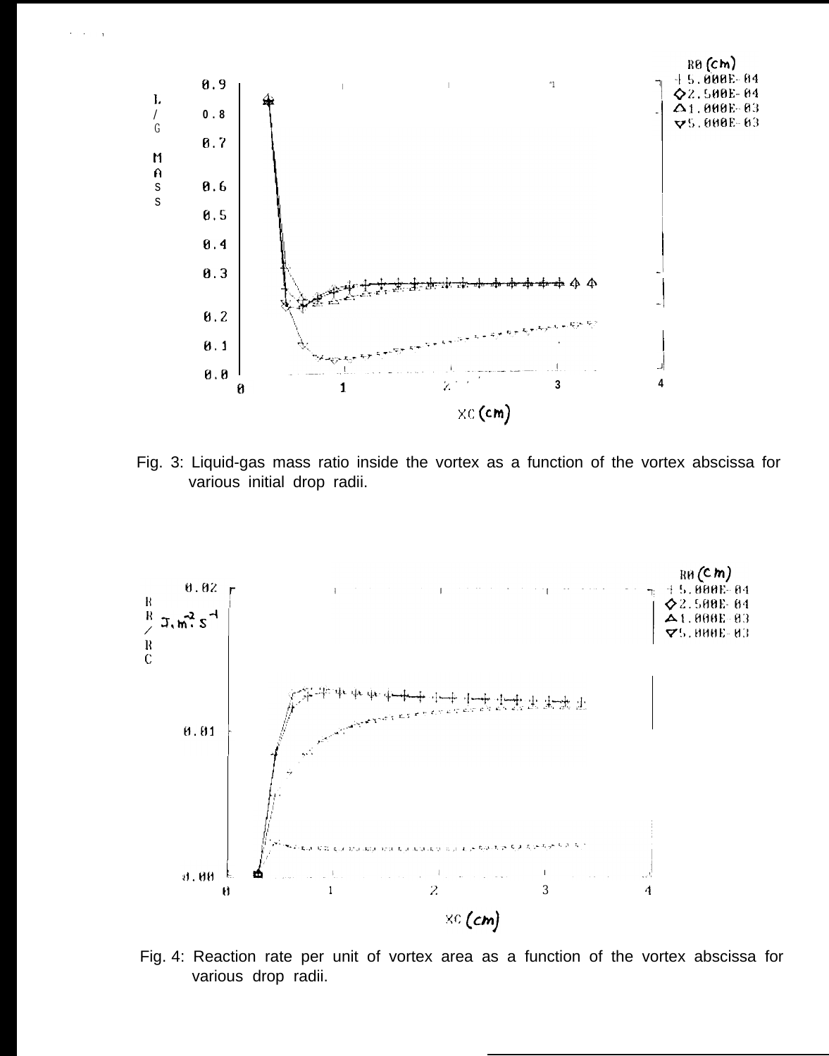Fig. 3: Liquid-gas mass ratio inside the vortex as a function of the vortex abscissa for various initial drop radii.

Fig. 4: Reaction rate per unit of vortex area as a function of the vortex abscissa for various drop radii.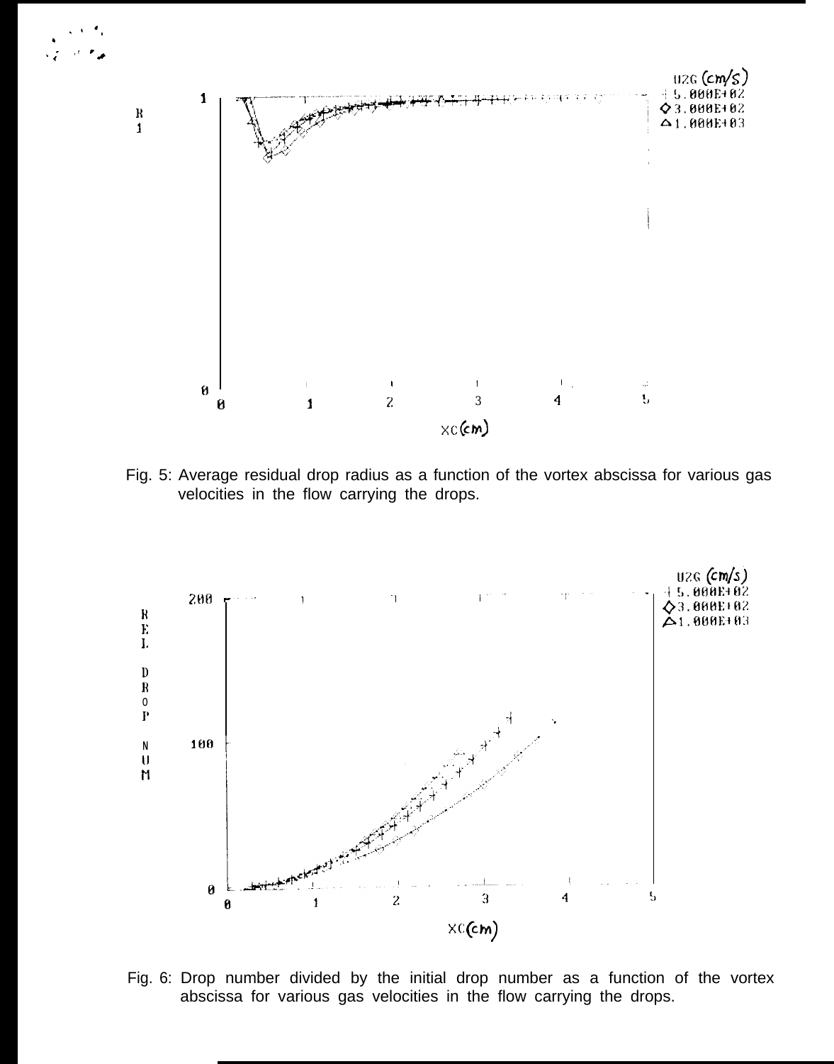UZG (cm/s)
+ 5.000E+02
◇ 3.000E+02
△ 1.000E+03

R
1

1

0

0 1 2 3 4 5

XC (cm)

Fig. 5: Average residual drop radius as a function of the vortex abscissa for various gas velocities in the flow carrying the drops.

UZG (cm/s)
+ 5.000E+02
◇ 3.000E+02
△ 1.000E+03

REL DROP NUM

200

100

0

0 1 2 3 4 5

XC (cm)

Fig. 6: Drop number divided by the initial drop number as a function of the vortex abscissa for various gas velocities in the flow carrying the drops.